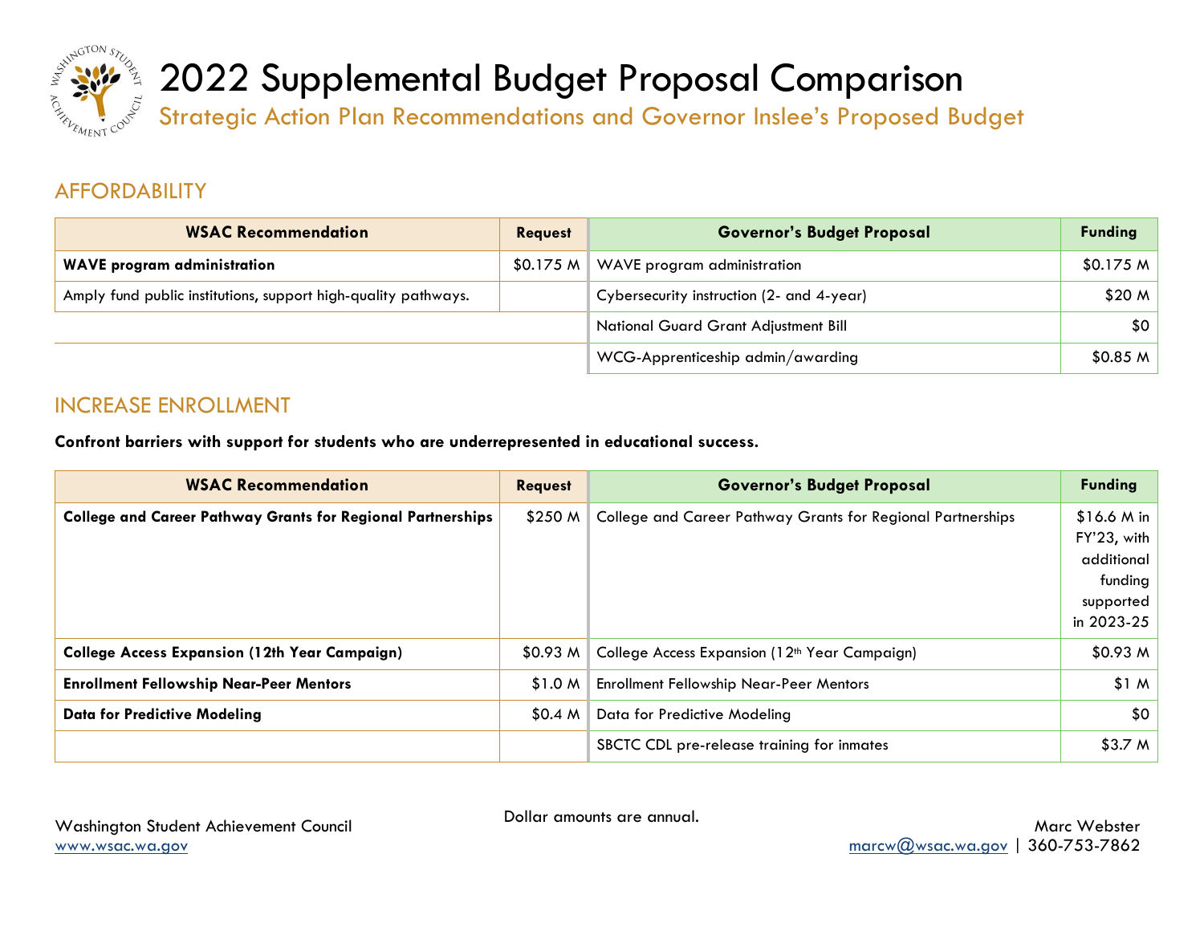# 2022 Supplemental Budget Proposal Comparison

## Strategic Action Plan Recommendations and Governor Inslee's Proposed Budget

### AFFORDABILITY

| WSAC Recommendation | Request | Governor's Budget Proposal | Funding |
|---|---|---|---|
| **WAVE program administration** | $0.175 M | WAVE program administration | $0.175 M |
| Amply fund public institutions, support high-quality pathways. | | Cybersecurity instruction (2- and 4-year) | $20 M |
| | | National Guard Grant Adjustment Bill | $0 |
| | | WCG-Apprenticeship admin/awarding | $0.85 M |

### INCREASE ENROLLMENT

**Confront barriers with support for students who are underrepresented in educational success.**

| WSAC Recommendation | Request | Governor's Budget Proposal | Funding |
|---|---|---|---|
| **College and Career Pathway Grants for Regional Partnerships** | $250 M | College and Career Pathway Grants for Regional Partnerships | $16.6 M in FY'23, with additional funding supported in 2023-25 |
| **College Access Expansion (12th Year Campaign)** | $0.93 M | College Access Expansion (12th Year Campaign) | $0.93 M |
| **Enrollment Fellowship Near-Peer Mentors** | $1.0 M | Enrollment Fellowship Near-Peer Mentors | $1 M |
| **Data for Predictive Modeling** | $0.4 M | Data for Predictive Modeling | $0 |
| | | SBCTC CDL pre-release training for inmates | $3.7 M |

Dollar amounts are annual.

Washington Student Achievement Council
www.wsac.wa.gov

Marc Webster
marcw@wsac.wa.gov | 360-753-7862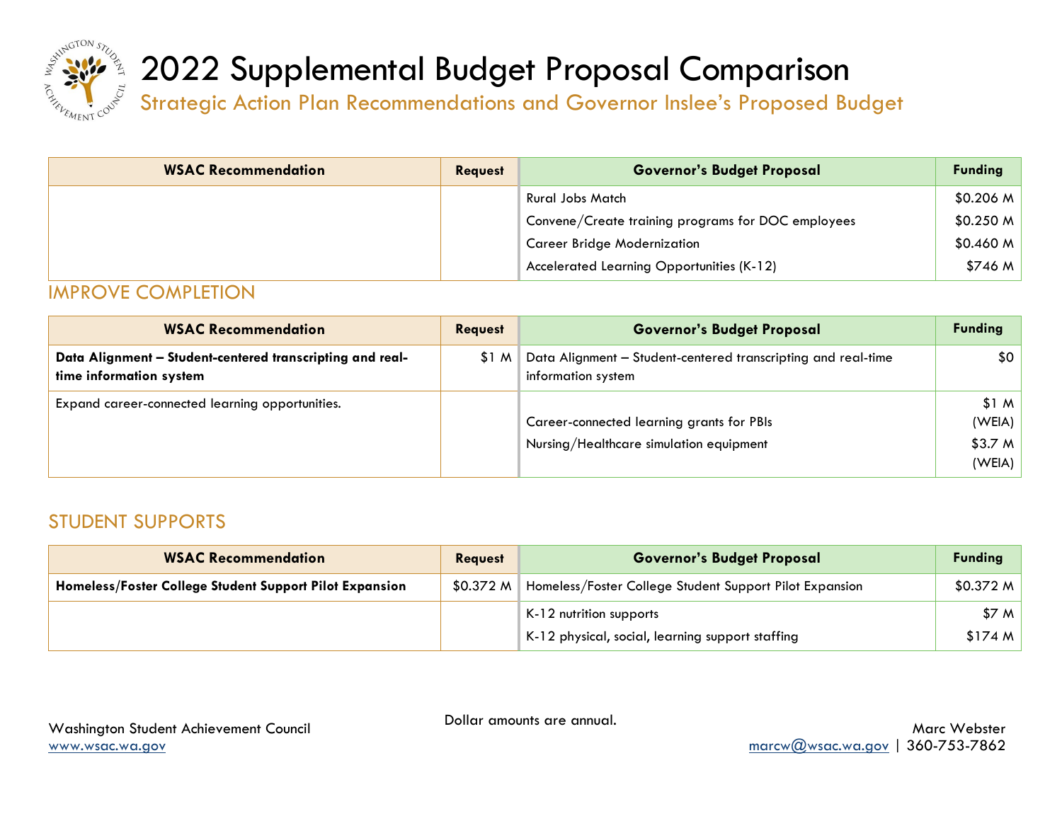# 2022 Supplemental Budget Proposal Comparison

## Strategic Action Plan Recommendations and Governor Inslee's Proposed Budget

| WSAC Recommendation | Request | Governor's Budget Proposal | Funding |
|---|---|---|---|
| | | Rural Jobs Match | $0.206 M |
| | | Convene/Create training programs for DOC employees | $0.250 M |
| | | Career Bridge Modernization | $0.460 M |
| | | Accelerated Learning Opportunities (K-12) | $746 M |

## IMPROVE COMPLETION

| WSAC Recommendation | Request | Governor's Budget Proposal | Funding |
|---|---|---|---|
| **Data Alignment – Student-centered transcripting and real-time information system** | $1 M | Data Alignment – Student-centered transcripting and real-time information system | $0 |
| Expand career-connected learning opportunities. | | Career-connected learning grants for PBIs | $1 M (WEIA) |
| | | Nursing/Healthcare simulation equipment | $3.7 M (WEIA) |

## STUDENT SUPPORTS

| WSAC Recommendation | Request | Governor's Budget Proposal | Funding |
|---|---|---|---|
| **Homeless/Foster College Student Support Pilot Expansion** | $0.372 M | Homeless/Foster College Student Support Pilot Expansion | $0.372 M |
| | | K-12 nutrition supports | $7 M |
| | | K-12 physical, social, learning support staffing | $174 M |

Dollar amounts are annual.

Washington Student Achievement Council
www.wsac.wa.gov

Marc Webster
marcw@wsac.wa.gov | 360-753-7862